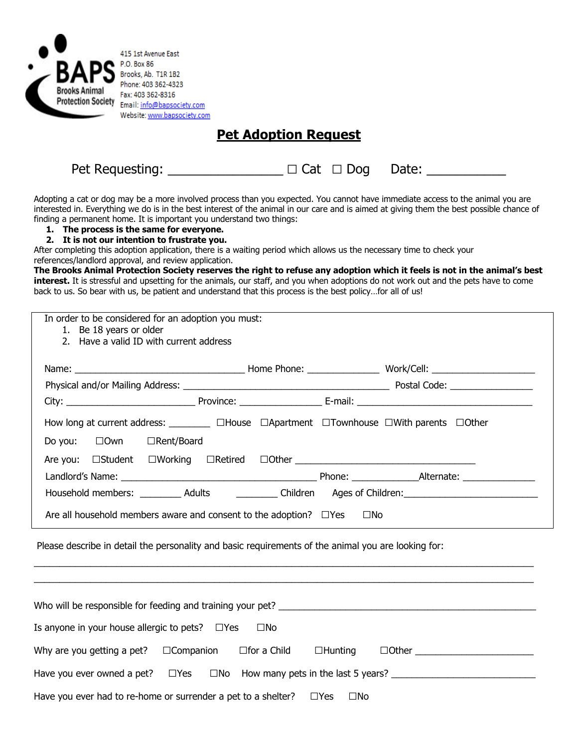BAPS Brooks Animal Protection Society

415 1st Avenue East
P.O. Box 86
Brooks, Ab. T1R 1B2
Phone: 403 362-4323
Fax: 403 362-8316
Email: info@bapsociety.com
Website: www.bapsociety.com

# Pet Adoption Request

Pet Requesting: ________________ ☐ Cat ☐ Dog Date: ___________

Adopting a cat or dog may be a more involved process than you expected. You cannot have immediate access to the animal you are interested in. Everything we do is in the best interest of the animal in our care and is aimed at giving them the best possible chance of finding a permanent home. It is important you understand two things:

1. **The process is the same for everyone.**
2. **It is not our intention to frustrate you.**

After completing this adoption application, there is a waiting period which allows us the necessary time to check your references/landlord approval, and review application.

**The Brooks Animal Protection Society reserves the right to refuse any adoption which it feels is not in the animal's best interest.** It is stressful and upsetting for the animals, our staff, and you when adoptions do not work out and the pets have to come back to us. So bear with us, be patient and understand that this process is the best policy…for all of us!

In order to be considered for an adoption you must:

1. Be 18 years or older
2. Have a valid ID with current address

Name: _________________________________ Home Phone: ______________ Work/Cell: ____________________

Physical and/or Mailing Address: __________________________________________ Postal Code: ________________

City: _________________________ Province: ________________ E-mail: ___________________________________

How long at current address: ________ ☐House ☐Apartment ☐Townhouse ☐With parents ☐Other

Do you: ☐Own ☐Rent/Board

Are you: ☐Student ☐Working ☐Retired ☐Other ____________________________________

Landlord's Name: ______________________________________ Phone: _____________Alternate: ______________

Household members: ________ Adults ________ Children Ages of Children:__________________________

Are all household members aware and consent to the adoption? ☐Yes ☐No

Please describe in detail the personality and basic requirements of the animal you are looking for:

_____________________________________________________________________________________________

_____________________________________________________________________________________________

Who will be responsible for feeding and training your pet? ___________________________________________________

Is anyone in your house allergic to pets? ☐Yes ☐No

Why are you getting a pet? ☐Companion ☐for a Child ☐Hunting ☐Other ______________________

Have you ever owned a pet? ☐Yes ☐No How many pets in the last 5 years? ____________________________

Have you ever had to re-home or surrender a pet to a shelter? ☐Yes ☐No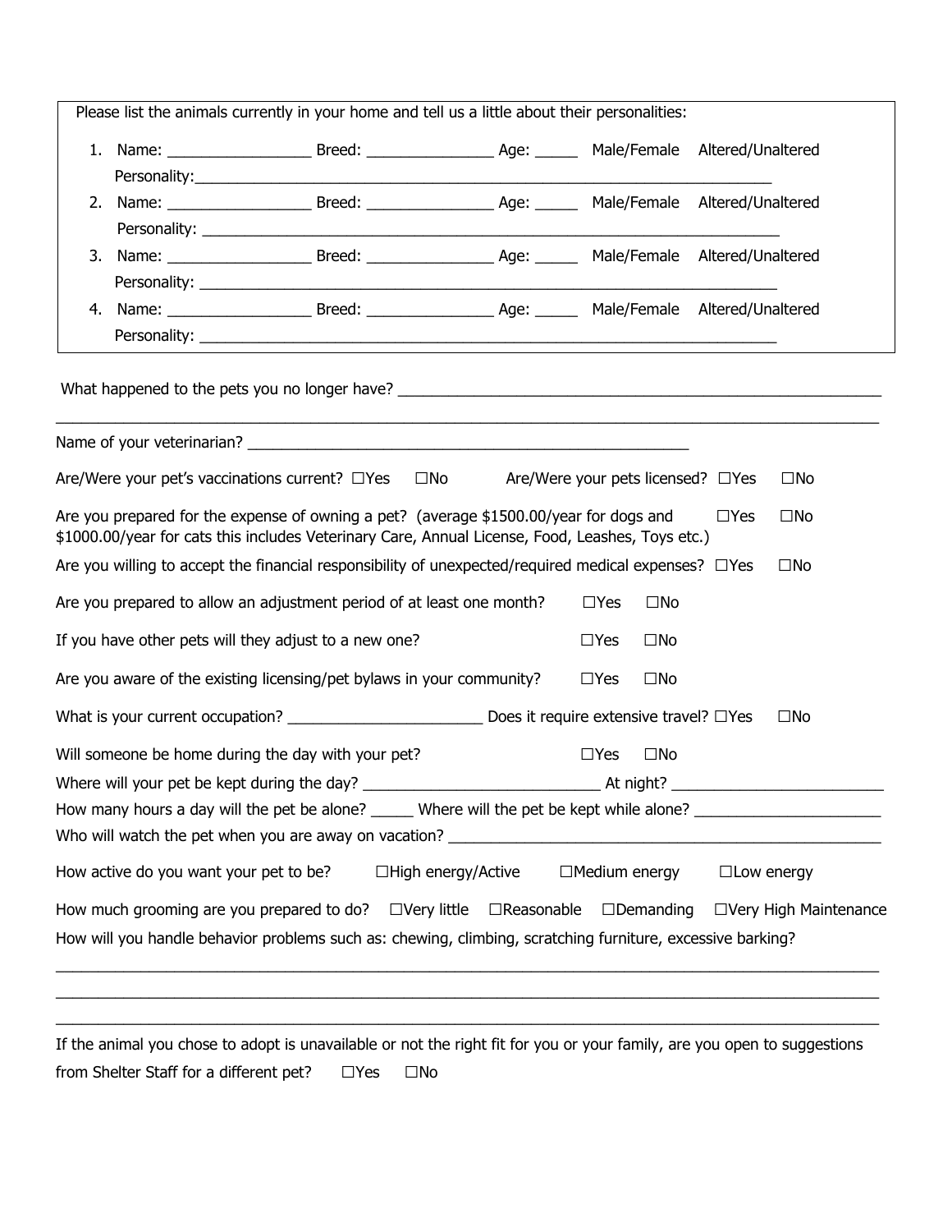Please list the animals currently in your home and tell us a little about their personalities:

1. Name: _________________ Breed: _______________ Age: _____ Male/Female Altered/Unaltered
   Personality:_______________________________________________________________________
2. Name: _________________ Breed: _______________ Age: _____ Male/Female Altered/Unaltered
   Personality: _______________________________________________________________________
3. Name: _________________ Breed: _______________ Age: _____ Male/Female Altered/Unaltered
   Personality: _______________________________________________________________________
4. Name: _________________ Breed: _______________ Age: _____ Male/Female Altered/Unaltered
   Personality: _______________________________________________________________________

What happened to the pets you no longer have? _________________________________________________________
_____________________________________________________________________________________________

Name of your veterinarian? ____________________________________________________

Are/Were your pet's vaccinations current? ☐Yes ☐No Are/Were your pets licensed? ☐Yes ☐No

Are you prepared for the expense of owning a pet? (average $1500.00/year for dogs and $1000.00/year for cats this includes Veterinary Care, Annual License, Food, Leashes, Toys etc.) ☐Yes ☐No

Are you willing to accept the financial responsibility of unexpected/required medical expenses? ☐Yes ☐No

Are you prepared to allow an adjustment period of at least one month? ☐Yes ☐No

If you have other pets will they adjust to a new one? ☐Yes ☐No

Are you aware of the existing licensing/pet bylaws in your community? ☐Yes ☐No

What is your current occupation? _______________________ Does it require extensive travel? ☐Yes ☐No

Will someone be home during the day with your pet? ☐Yes ☐No

Where will your pet be kept during the day? ___________________________ At night? ________________________

How many hours a day will the pet be alone? _____ Where will the pet be kept while alone? ______________________

Who will watch the pet when you are away on vacation? _____________________________________________________

How active do you want your pet to be? ☐High energy/Active ☐Medium energy ☐Low energy

How much grooming are you prepared to do? ☐Very little ☐Reasonable ☐Demanding ☐Very High Maintenance

How will you handle behavior problems such as: chewing, climbing, scratching furniture, excessive barking?

_____________________________________________________________________________________________
_____________________________________________________________________________________________
_____________________________________________________________________________________________

If the animal you chose to adopt is unavailable or not the right fit for you or your family, are you open to suggestions from Shelter Staff for a different pet? ☐Yes ☐No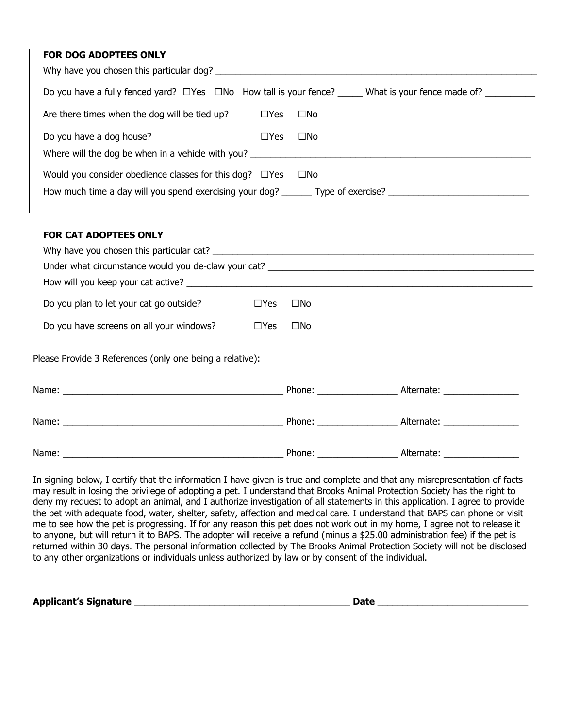**FOR DOG ADOPTEES ONLY**

Why have you chosen this particular dog? ____________________________________________

Do you have a fully fenced yard? ☐Yes ☐No How tall is your fence? _____ What is your fence made of? __________

Are there times when the dog will be tied up? ☐Yes ☐No

Do you have a dog house? ☐Yes ☐No

Where will the dog be when in a vehicle with you? ____________________________________________

Would you consider obedience classes for this dog? ☐Yes ☐No

How much time a day will you spend exercising your dog? ______ Type of exercise? ____________________________

**FOR CAT ADOPTEES ONLY**

Why have you chosen this particular cat? ____________________________________________

Under what circumstance would you de-claw your cat? ____________________________________________

How will you keep your cat active? ____________________________________________

Do you plan to let your cat go outside? ☐Yes ☐No

Do you have screens on all your windows? ☐Yes ☐No

Please Provide 3 References (only one being a relative):

Name: ____________________________________________ Phone: ________________ Alternate: _______________

Name: ____________________________________________ Phone: ________________ Alternate: _______________

Name: ____________________________________________ Phone: ________________ Alternate: _______________

In signing below, I certify that the information I have given is true and complete and that any misrepresentation of facts may result in losing the privilege of adopting a pet. I understand that Brooks Animal Protection Society has the right to deny my request to adopt an animal, and I authorize investigation of all statements in this application. I agree to provide the pet with adequate food, water, shelter, safety, affection and medical care. I understand that BAPS can phone or visit me to see how the pet is progressing. If for any reason this pet does not work out in my home, I agree not to release it to anyone, but will return it to BAPS. The adopter will receive a refund (minus a $25.00 administration fee) if the pet is returned within 30 days. The personal information collected by The Brooks Animal Protection Society will not be disclosed to any other organizations or individuals unless authorized by law or by consent of the individual.

**Applicant's Signature** ____________________________________________ **Date** _____________________________